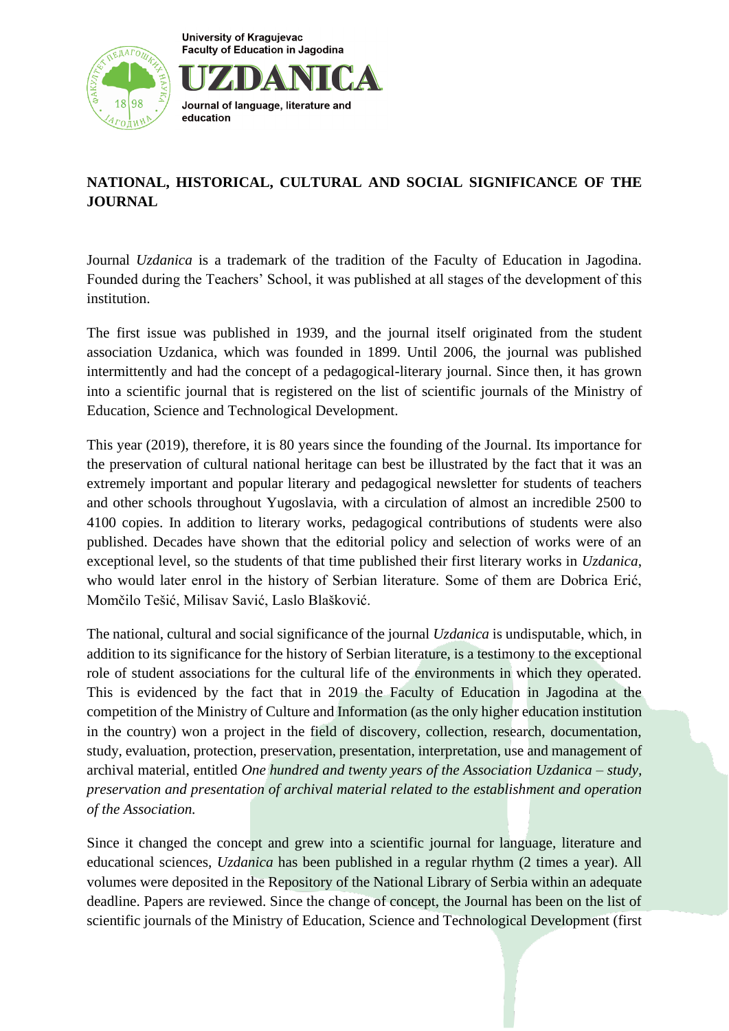University of Kragujevac
Faculty of Education in Jagodina

# UZDANICA

Journal of language, literature and education

## NATIONAL, HISTORICAL, CULTURAL AND SOCIAL SIGNIFICANCE OF THE JOURNAL

Journal *Uzdanica* is a trademark of the tradition of the Faculty of Education in Jagodina. Founded during the Teachers' School, it was published at all stages of the development of this institution.

The first issue was published in 1939, and the journal itself originated from the student association Uzdanica, which was founded in 1899. Until 2006, the journal was published intermittently and had the concept of a pedagogical-literary journal. Since then, it has grown into a scientific journal that is registered on the list of scientific journals of the Ministry of Education, Science and Technological Development.

This year (2019), therefore, it is 80 years since the founding of the Journal. Its importance for the preservation of cultural national heritage can best be illustrated by the fact that it was an extremely important and popular literary and pedagogical newsletter for students of teachers and other schools throughout Yugoslavia, with a circulation of almost an incredible 2500 to 4100 copies. In addition to literary works, pedagogical contributions of students were also published. Decades have shown that the editorial policy and selection of works were of an exceptional level, so the students of that time published their first literary works in *Uzdanica*, who would later enrol in the history of Serbian literature. Some of them are Dobrica Erić, Momčilo Tešić, Milisav Savić, Laslo Blašković.

The national, cultural and social significance of the journal *Uzdanica* is undisputable, which, in addition to its significance for the history of Serbian literature, is a testimony to the exceptional role of student associations for the cultural life of the environments in which they operated. This is evidenced by the fact that in 2019 the Faculty of Education in Jagodina at the competition of the Ministry of Culture and Information (as the only higher education institution in the country) won a project in the field of discovery, collection, research, documentation, study, evaluation, protection, preservation, presentation, interpretation, use and management of archival material, entitled *One hundred and twenty years of the Association Uzdanica – study, preservation and presentation of archival material related to the establishment and operation of the Association.*

Since it changed the concept and grew into a scientific journal for language, literature and educational sciences, *Uzdanica* has been published in a regular rhythm (2 times a year). All volumes were deposited in the Repository of the National Library of Serbia within an adequate deadline. Papers are reviewed. Since the change of concept, the Journal has been on the list of scientific journals of the Ministry of Education, Science and Technological Development (first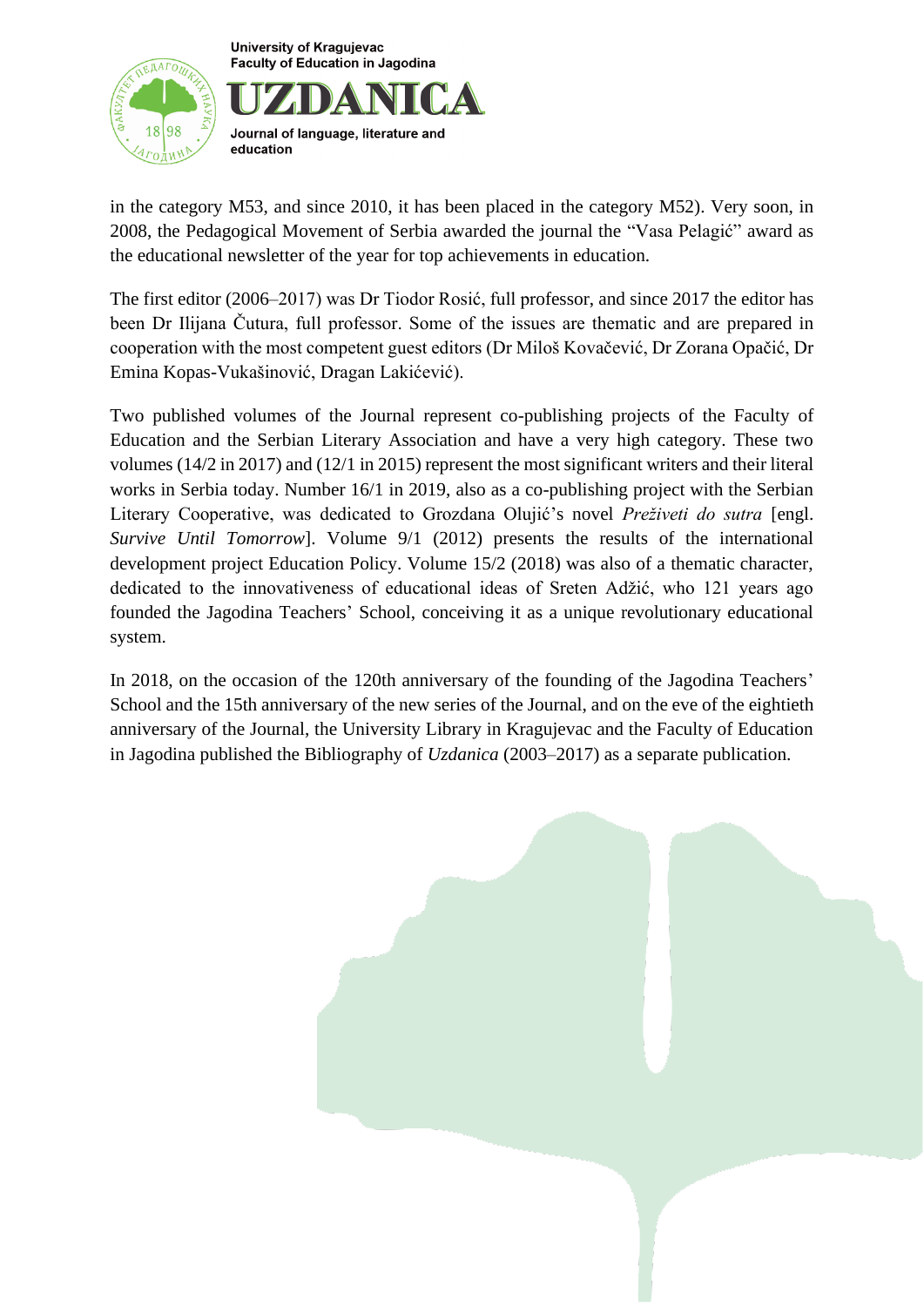in the category M53, and since 2010, it has been placed in the category M52). Very soon, in 2008, the Pedagogical Movement of Serbia awarded the journal the "Vasa Pelagić" award as the educational newsletter of the year for top achievements in education.

The first editor (2006–2017) was Dr Tiodor Rosić, full professor, and since 2017 the editor has been Dr Ilijana Čutura, full professor. Some of the issues are thematic and are prepared in cooperation with the most competent guest editors (Dr Miloš Kovačević, Dr Zorana Opačić, Dr Emina Kopas-Vukašinović, Dragan Lakićević).

Two published volumes of the Journal represent co-publishing projects of the Faculty of Education and the Serbian Literary Association and have a very high category. These two volumes (14/2 in 2017) and (12/1 in 2015) represent the most significant writers and their literal works in Serbia today. Number 16/1 in 2019, also as a co-publishing project with the Serbian Literary Cooperative, was dedicated to Grozdana Olujić's novel *Preživeti do sutra* [engl. *Survive Until Tomorrow*]. Volume 9/1 (2012) presents the results of the international development project Education Policy. Volume 15/2 (2018) was also of a thematic character, dedicated to the innovativeness of educational ideas of Sreten Adžić, who 121 years ago founded the Jagodina Teachers' School, conceiving it as a unique revolutionary educational system.

In 2018, on the occasion of the 120th anniversary of the founding of the Jagodina Teachers' School and the 15th anniversary of the new series of the Journal, and on the eve of the eightieth anniversary of the Journal, the University Library in Kragujevac and the Faculty of Education in Jagodina published the Bibliography of *Uzdanica* (2003–2017) as a separate publication.